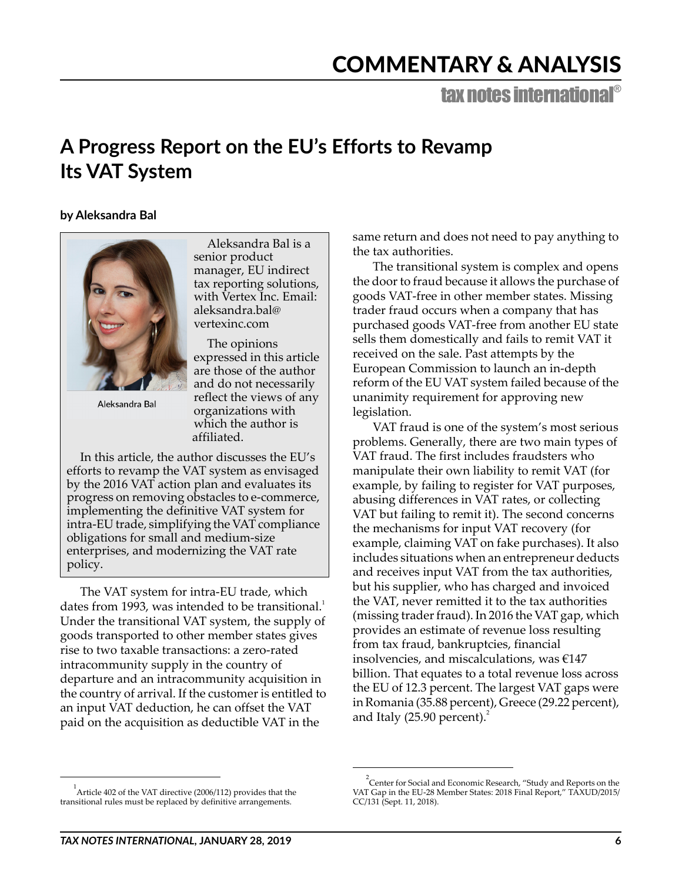# A Progress Report on the EU's Efforts to Revamp Its VAT System

**by Aleksandra Bal**

Aleksandra Bal

Aleksandra Bal is a senior product manager, EU indirect tax reporting solutions, with Vertex Inc. Email: aleksandra.bal@vertexinc.com

The opinions expressed in this article are those of the author and do not necessarily reflect the views of any organizations with which the author is affiliated.

In this article, the author discusses the EU's efforts to revamp the VAT system as envisaged by the 2016 VAT action plan and evaluates its progress on removing obstacles to e-commerce, implementing the definitive VAT system for intra-EU trade, simplifying the VAT compliance obligations for small and medium-size enterprises, and modernizing the VAT rate policy.

The VAT system for intra-EU trade, which dates from 1993, was intended to be transitional.[1] Under the transitional VAT system, the supply of goods transported to other member states gives rise to two taxable transactions: a zero-rated intracommunity supply in the country of departure and an intracommunity acquisition in the country of arrival. If the customer is entitled to an input VAT deduction, he can offset the VAT paid on the acquisition as deductible VAT in the same return and does not need to pay anything to the tax authorities.

The transitional system is complex and opens the door to fraud because it allows the purchase of goods VAT-free in other member states. Missing trader fraud occurs when a company that has purchased goods VAT-free from another EU state sells them domestically and fails to remit VAT it received on the sale. Past attempts by the European Commission to launch an in-depth reform of the EU VAT system failed because of the unanimity requirement for approving new legislation.

VAT fraud is one of the system's most serious problems. Generally, there are two main types of VAT fraud. The first includes fraudsters who manipulate their own liability to remit VAT (for example, by failing to register for VAT purposes, abusing differences in VAT rates, or collecting VAT but failing to remit it). The second concerns the mechanisms for input VAT recovery (for example, claiming VAT on fake purchases). It also includes situations when an entrepreneur deducts and receives input VAT from the tax authorities, but his supplier, who has charged and invoiced the VAT, never remitted it to the tax authorities (missing trader fraud). In 2016 the VAT gap, which provides an estimate of revenue loss resulting from tax fraud, bankruptcies, financial insolvencies, and miscalculations, was €147 billion. That equates to a total revenue loss across the EU of 12.3 percent. The largest VAT gaps were in Romania (35.88 percent), Greece (29.22 percent), and Italy (25.90 percent).[2]

---

[1] Article 402 of the VAT directive (2006/112) provides that the transitional rules must be replaced by definitive arrangements.

[2] Center for Social and Economic Research, "Study and Reports on the VAT Gap in the EU-28 Member States: 2018 Final Report," TAXUD/2015/CC/131 (Sept. 11, 2018).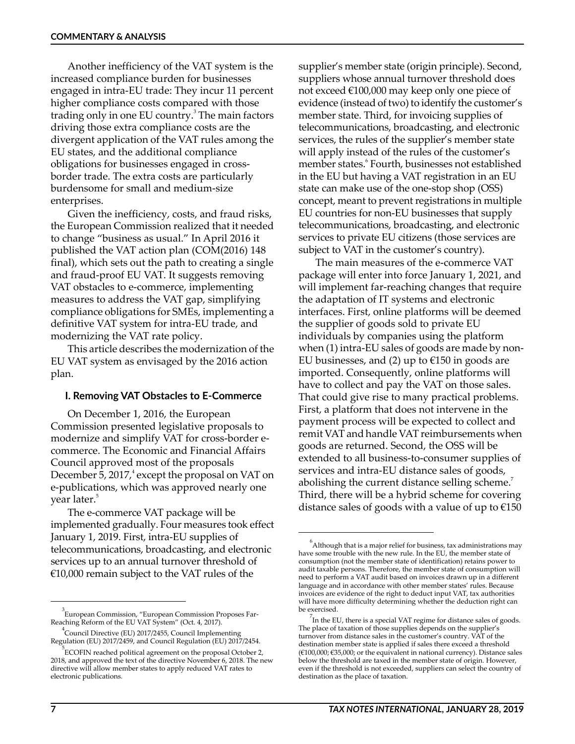Another inefficiency of the VAT system is the increased compliance burden for businesses engaged in intra-EU trade: They incur 11 percent higher compliance costs compared with those trading only in one EU country.[3] The main factors driving those extra compliance costs are the divergent application of the VAT rules among the EU states, and the additional compliance obligations for businesses engaged in cross-border trade. The extra costs are particularly burdensome for small and medium-size enterprises.

Given the inefficiency, costs, and fraud risks, the European Commission realized that it needed to change "business as usual." In April 2016 it published the VAT action plan (COM(2016) 148 final), which sets out the path to creating a single and fraud-proof EU VAT. It suggests removing VAT obstacles to e-commerce, implementing measures to address the VAT gap, simplifying compliance obligations for SMEs, implementing a definitive VAT system for intra-EU trade, and modernizing the VAT rate policy.

This article describes the modernization of the EU VAT system as envisaged by the 2016 action plan.

## I. Removing VAT Obstacles to E-Commerce

On December 1, 2016, the European Commission presented legislative proposals to modernize and simplify VAT for cross-border e-commerce. The Economic and Financial Affairs Council approved most of the proposals December 5, 2017,[4] except the proposal on VAT on e-publications, which was approved nearly one year later.[5]

The e-commerce VAT package will be implemented gradually. Four measures took effect January 1, 2019. First, intra-EU supplies of telecommunications, broadcasting, and electronic services up to an annual turnover threshold of €10,000 remain subject to the VAT rules of the supplier's member state (origin principle). Second, suppliers whose annual turnover threshold does not exceed €100,000 may keep only one piece of evidence (instead of two) to identify the customer's member state. Third, for invoicing supplies of telecommunications, broadcasting, and electronic services, the rules of the supplier's member state will apply instead of the rules of the customer's member states.[6] Fourth, businesses not established in the EU but having a VAT registration in an EU state can make use of the one-stop shop (OSS) concept, meant to prevent registrations in multiple EU countries for non-EU businesses that supply telecommunications, broadcasting, and electronic services to private EU citizens (those services are subject to VAT in the customer's country).

The main measures of the e-commerce VAT package will enter into force January 1, 2021, and will implement far-reaching changes that require the adaptation of IT systems and electronic interfaces. First, online platforms will be deemed the supplier of goods sold to private EU individuals by companies using the platform when (1) intra-EU sales of goods are made by non-EU businesses, and (2) up to €150 in goods are imported. Consequently, online platforms will have to collect and pay the VAT on those sales. That could give rise to many practical problems. First, a platform that does not intervene in the payment process will be expected to collect and remit VAT and handle VAT reimbursements when goods are returned. Second, the OSS will be extended to all business-to-consumer supplies of services and intra-EU distance sales of goods, abolishing the current distance selling scheme.[7] Third, there will be a hybrid scheme for covering distance sales of goods with a value of up to €150

---

[3] European Commission, "European Commission Proposes Far-Reaching Reform of the EU VAT System" (Oct. 4, 2017).

[4] Council Directive (EU) 2017/2455, Council Implementing Regulation (EU) 2017/2459, and Council Regulation (EU) 2017/2454.

[5] ECOFIN reached political agreement on the proposal October 2, 2018, and approved the text of the directive November 6, 2018. The new directive will allow member states to apply reduced VAT rates to electronic publications.

[6] Although that is a major relief for business, tax administrations may have some trouble with the new rule. In the EU, the member state of consumption (not the member state of identification) retains power to audit taxable persons. Therefore, the member state of consumption will need to perform a VAT audit based on invoices drawn up in a different language and in accordance with other member states' rules. Because invoices are evidence of the right to deduct input VAT, tax authorities will have more difficulty determining whether the deduction right can be exercised.

[7] In the EU, there is a special VAT regime for distance sales of goods. The place of taxation of those supplies depends on the supplier's turnover from distance sales in the customer's country. VAT of the destination member state is applied if sales there exceed a threshold (€100,000; €35,000; or the equivalent in national currency). Distance sales below the threshold are taxed in the member state of origin. However, even if the threshold is not exceeded, suppliers can select the country of destination as the place of taxation.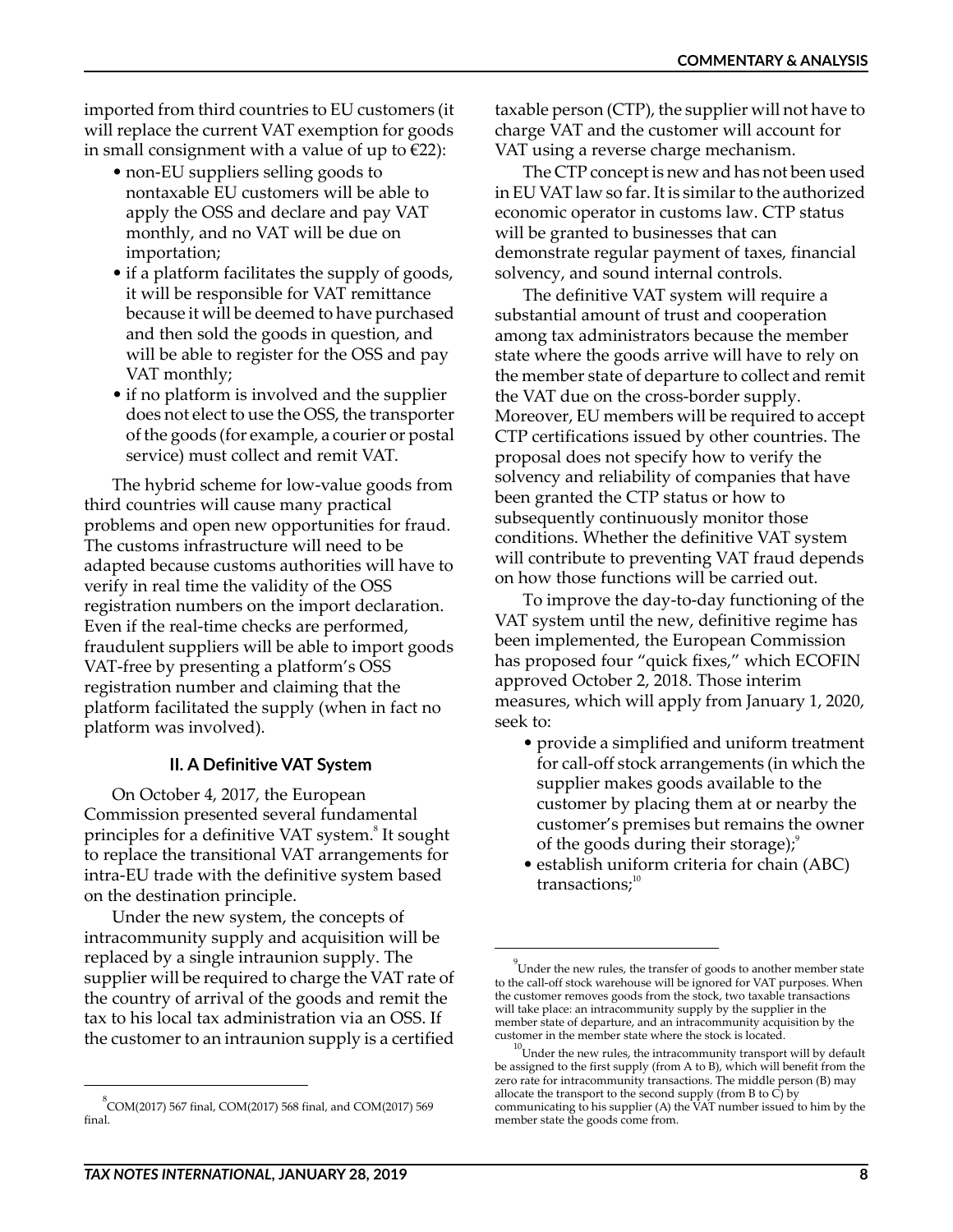imported from third countries to EU customers (it will replace the current VAT exemption for goods in small consignment with a value of up to €22):

- non-EU suppliers selling goods to nontaxable EU customers will be able to apply the OSS and declare and pay VAT monthly, and no VAT will be due on importation;
- if a platform facilitates the supply of goods, it will be responsible for VAT remittance because it will be deemed to have purchased and then sold the goods in question, and will be able to register for the OSS and pay VAT monthly;
- if no platform is involved and the supplier does not elect to use the OSS, the transporter of the goods (for example, a courier or postal service) must collect and remit VAT.

The hybrid scheme for low-value goods from third countries will cause many practical problems and open new opportunities for fraud. The customs infrastructure will need to be adapted because customs authorities will have to verify in real time the validity of the OSS registration numbers on the import declaration. Even if the real-time checks are performed, fraudulent suppliers will be able to import goods VAT-free by presenting a platform's OSS registration number and claiming that the platform facilitated the supply (when in fact no platform was involved).

## II. A Definitive VAT System

On October 4, 2017, the European Commission presented several fundamental principles for a definitive VAT system.[8] It sought to replace the transitional VAT arrangements for intra-EU trade with the definitive system based on the destination principle.

Under the new system, the concepts of intracommunity supply and acquisition will be replaced by a single intraunion supply. The supplier will be required to charge the VAT rate of the country of arrival of the goods and remit the tax to his local tax administration via an OSS. If the customer to an intraunion supply is a certified taxable person (CTP), the supplier will not have to charge VAT and the customer will account for VAT using a reverse charge mechanism.

The CTP concept is new and has not been used in EU VAT law so far. It is similar to the authorized economic operator in customs law. CTP status will be granted to businesses that can demonstrate regular payment of taxes, financial solvency, and sound internal controls.

The definitive VAT system will require a substantial amount of trust and cooperation among tax administrators because the member state where the goods arrive will have to rely on the member state of departure to collect and remit the VAT due on the cross-border supply. Moreover, EU members will be required to accept CTP certifications issued by other countries. The proposal does not specify how to verify the solvency and reliability of companies that have been granted the CTP status or how to subsequently continuously monitor those conditions. Whether the definitive VAT system will contribute to preventing VAT fraud depends on how those functions will be carried out.

To improve the day-to-day functioning of the VAT system until the new, definitive regime has been implemented, the European Commission has proposed four "quick fixes," which ECOFIN approved October 2, 2018. Those interim measures, which will apply from January 1, 2020, seek to:

- provide a simplified and uniform treatment for call-off stock arrangements (in which the supplier makes goods available to the customer by placing them at or nearby the customer's premises but remains the owner of the goods during their storage);[9]
- establish uniform criteria for chain (ABC) transactions;[10]

---

[8] COM(2017) 567 final, COM(2017) 568 final, and COM(2017) 569 final.

[9] Under the new rules, the transfer of goods to another member state to the call-off stock warehouse will be ignored for VAT purposes. When the customer removes goods from the stock, two taxable transactions will take place: an intracommunity supply by the supplier in the member state of departure, and an intracommunity acquisition by the customer in the member state where the stock is located.

[10] Under the new rules, the intracommunity transport will by default be assigned to the first supply (from A to B), which will benefit from the zero rate for intracommunity transactions. The middle person (B) may allocate the transport to the second supply (from B to C) by communicating to his supplier (A) the VAT number issued to him by the member state the goods come from.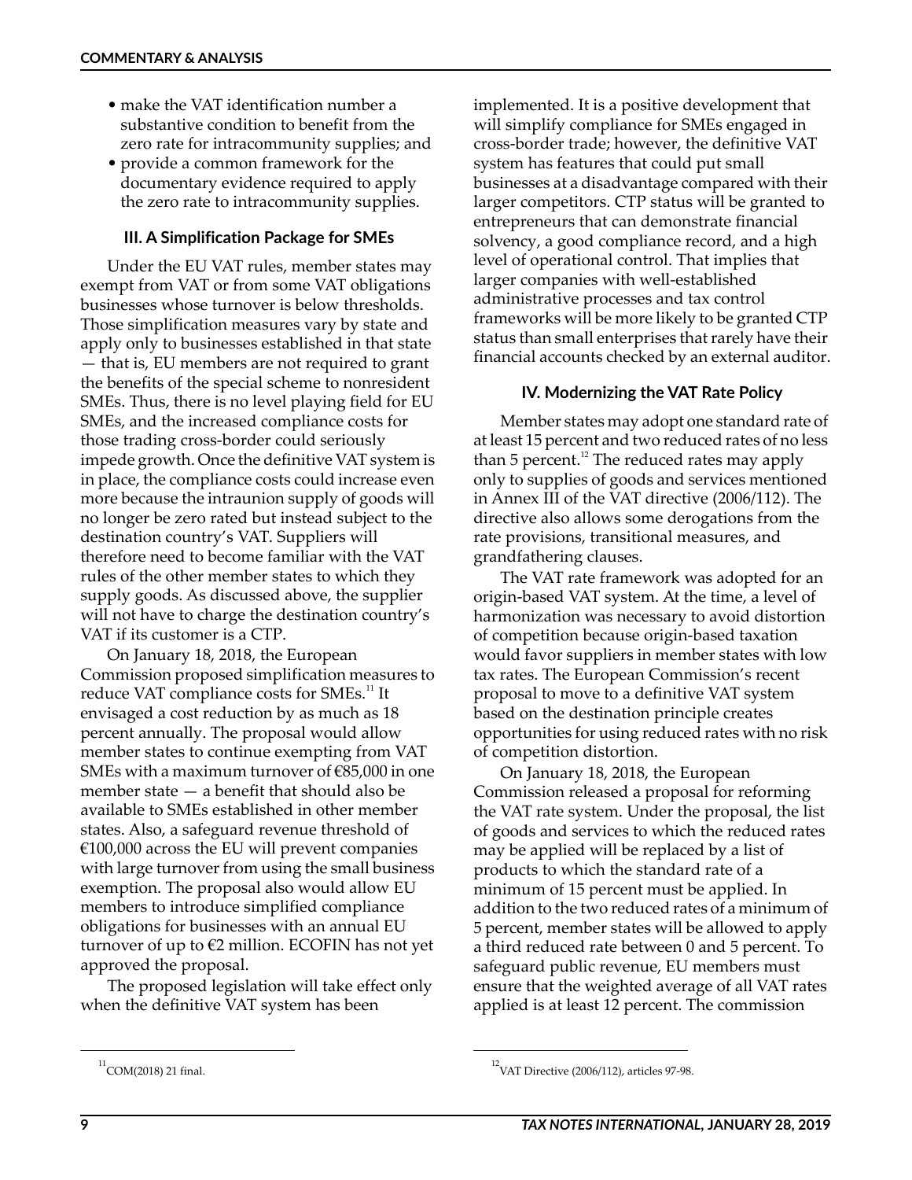- make the VAT identification number a substantive condition to benefit from the zero rate for intracommunity supplies; and
- provide a common framework for the documentary evidence required to apply the zero rate to intracommunity supplies.

### III. A Simplification Package for SMEs

Under the EU VAT rules, member states may exempt from VAT or from some VAT obligations businesses whose turnover is below thresholds. Those simplification measures vary by state and apply only to businesses established in that state — that is, EU members are not required to grant the benefits of the special scheme to nonresident SMEs. Thus, there is no level playing field for EU SMEs, and the increased compliance costs for those trading cross-border could seriously impede growth. Once the definitive VAT system is in place, the compliance costs could increase even more because the intraunion supply of goods will no longer be zero rated but instead subject to the destination country's VAT. Suppliers will therefore need to become familiar with the VAT rules of the other member states to which they supply goods. As discussed above, the supplier will not have to charge the destination country's VAT if its customer is a CTP.

On January 18, 2018, the European Commission proposed simplification measures to reduce VAT compliance costs for SMEs.[11] It envisaged a cost reduction by as much as 18 percent annually. The proposal would allow member states to continue exempting from VAT SMEs with a maximum turnover of €85,000 in one member state — a benefit that should also be available to SMEs established in other member states. Also, a safeguard revenue threshold of €100,000 across the EU will prevent companies with large turnover from using the small business exemption. The proposal also would allow EU members to introduce simplified compliance obligations for businesses with an annual EU turnover of up to €2 million. ECOFIN has not yet approved the proposal.

The proposed legislation will take effect only when the definitive VAT system has been implemented. It is a positive development that will simplify compliance for SMEs engaged in cross-border trade; however, the definitive VAT system has features that could put small businesses at a disadvantage compared with their larger competitors. CTP status will be granted to entrepreneurs that can demonstrate financial solvency, a good compliance record, and a high level of operational control. That implies that larger companies with well-established administrative processes and tax control frameworks will be more likely to be granted CTP status than small enterprises that rarely have their financial accounts checked by an external auditor.

### IV. Modernizing the VAT Rate Policy

Member states may adopt one standard rate of at least 15 percent and two reduced rates of no less than 5 percent.[12] The reduced rates may apply only to supplies of goods and services mentioned in Annex III of the VAT directive (2006/112). The directive also allows some derogations from the rate provisions, transitional measures, and grandfathering clauses.

The VAT rate framework was adopted for an origin-based VAT system. At the time, a level of harmonization was necessary to avoid distortion of competition because origin-based taxation would favor suppliers in member states with low tax rates. The European Commission's recent proposal to move to a definitive VAT system based on the destination principle creates opportunities for using reduced rates with no risk of competition distortion.

On January 18, 2018, the European Commission released a proposal for reforming the VAT rate system. Under the proposal, the list of goods and services to which the reduced rates may be applied will be replaced by a list of products to which the standard rate of a minimum of 15 percent must be applied. In addition to the two reduced rates of a minimum of 5 percent, member states will be allowed to apply a third reduced rate between 0 and 5 percent. To safeguard public revenue, EU members must ensure that the weighted average of all VAT rates applied is at least 12 percent. The commission

[11] COM(2018) 21 final.

[12] VAT Directive (2006/112), articles 97-98.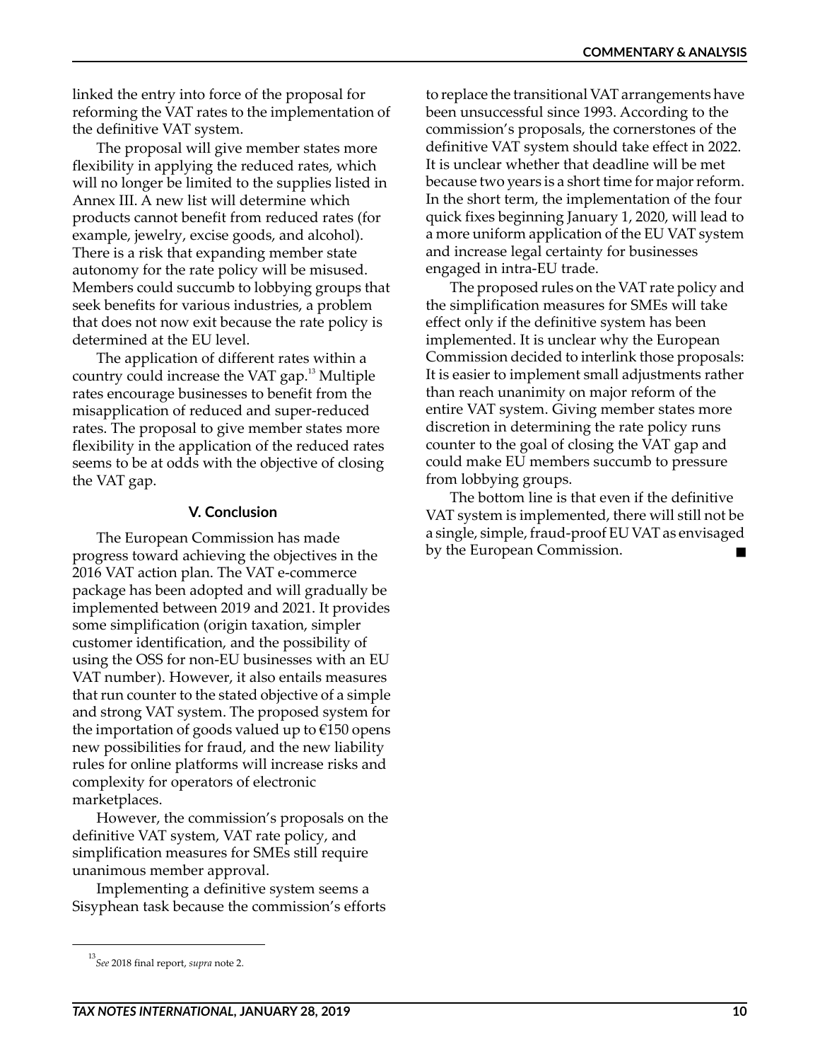linked the entry into force of the proposal for reforming the VAT rates to the implementation of the definitive VAT system.

The proposal will give member states more flexibility in applying the reduced rates, which will no longer be limited to the supplies listed in Annex III. A new list will determine which products cannot benefit from reduced rates (for example, jewelry, excise goods, and alcohol). There is a risk that expanding member state autonomy for the rate policy will be misused. Members could succumb to lobbying groups that seek benefits for various industries, a problem that does not now exit because the rate policy is determined at the EU level.

The application of different rates within a country could increase the VAT gap.[13] Multiple rates encourage businesses to benefit from the misapplication of reduced and super-reduced rates. The proposal to give member states more flexibility in the application of the reduced rates seems to be at odds with the objective of closing the VAT gap.

### V. Conclusion

The European Commission has made progress toward achieving the objectives in the 2016 VAT action plan. The VAT e-commerce package has been adopted and will gradually be implemented between 2019 and 2021. It provides some simplification (origin taxation, simpler customer identification, and the possibility of using the OSS for non-EU businesses with an EU VAT number). However, it also entails measures that run counter to the stated objective of a simple and strong VAT system. The proposed system for the importation of goods valued up to €150 opens new possibilities for fraud, and the new liability rules for online platforms will increase risks and complexity for operators of electronic marketplaces.

However, the commission's proposals on the definitive VAT system, VAT rate policy, and simplification measures for SMEs still require unanimous member approval.

Implementing a definitive system seems a Sisyphean task because the commission's efforts to replace the transitional VAT arrangements have been unsuccessful since 1993. According to the commission's proposals, the cornerstones of the definitive VAT system should take effect in 2022. It is unclear whether that deadline will be met because two years is a short time for major reform. In the short term, the implementation of the four quick fixes beginning January 1, 2020, will lead to a more uniform application of the EU VAT system and increase legal certainty for businesses engaged in intra-EU trade.

The proposed rules on the VAT rate policy and the simplification measures for SMEs will take effect only if the definitive system has been implemented. It is unclear why the European Commission decided to interlink those proposals: It is easier to implement small adjustments rather than reach unanimity on major reform of the entire VAT system. Giving member states more discretion in determining the rate policy runs counter to the goal of closing the VAT gap and could make EU members succumb to pressure from lobbying groups.

The bottom line is that even if the definitive VAT system is implemented, there will still not be a single, simple, fraud-proof EU VAT as envisaged by the European Commission. ■

---

[13] *See* 2018 final report, *supra* note 2.